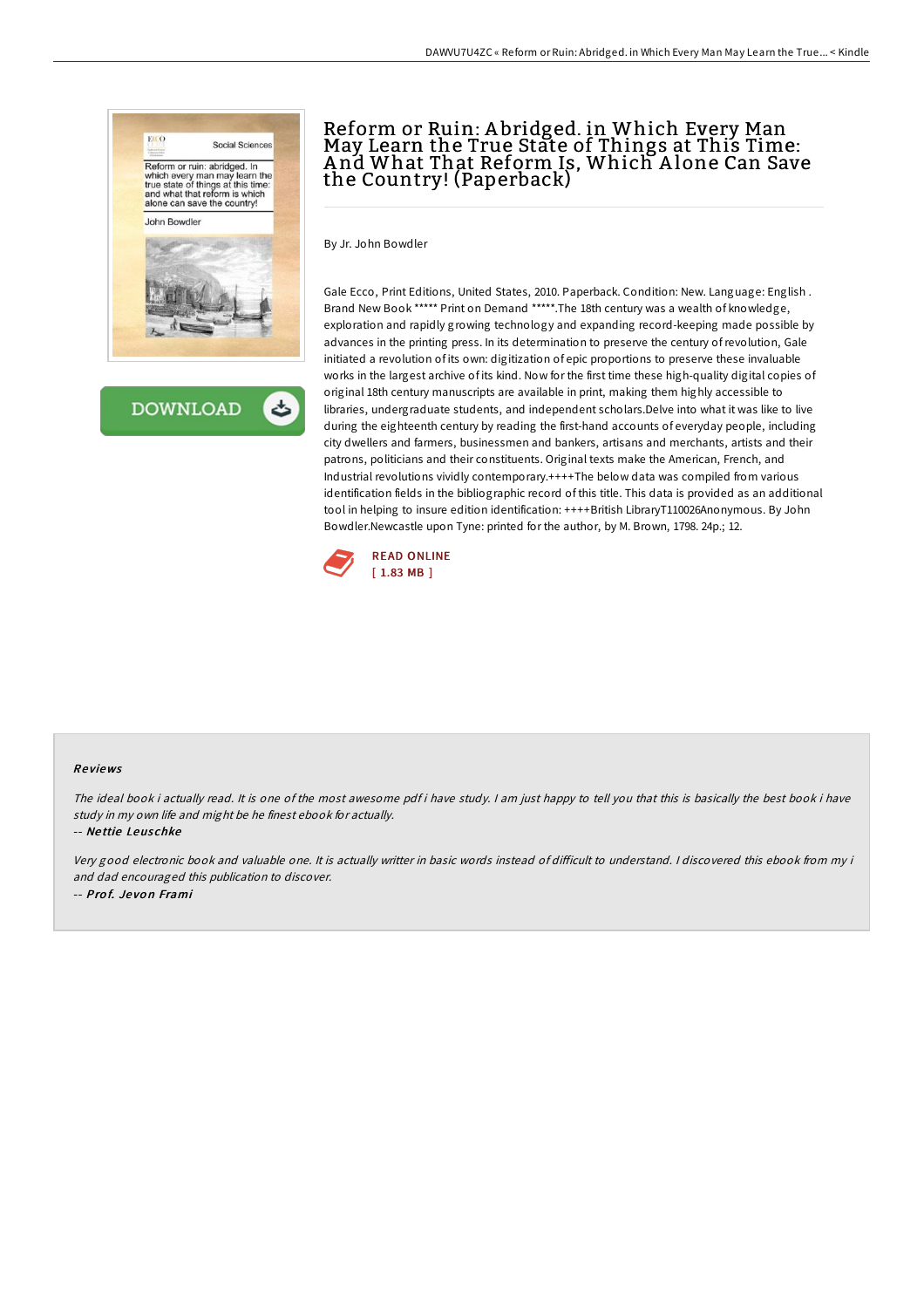# Reform or Ruin: Abridged. in Which Every Man May Learn the True State of Things at This Time: And What That Reform Is, Which Alone Can Save the Country! (Paperback)

By Jr. John Bowdler

Gale Ecco, Print Editions, United States, 2010. Paperback. Condition: New. Language: English . Brand New Book ***** Print on Demand *****.The 18th century was a wealth of knowledge, exploration and rapidly growing technology and expanding record-keeping made possible by advances in the printing press. In its determination to preserve the century of revolution, Gale initiated a revolution of its own: digitization of epic proportions to preserve these invaluable works in the largest archive of its kind. Now for the first time these high-quality digital copies of original 18th century manuscripts are available in print, making them highly accessible to libraries, undergraduate students, and independent scholars.Delve into what it was like to live during the eighteenth century by reading the first-hand accounts of everyday people, including city dwellers and farmers, businessmen and bankers, artisans and merchants, artists and their patrons, politicians and their constituents. Original texts make the American, French, and Industrial revolutions vividly contemporary.++++The below data was compiled from various identification fields in the bibliographic record of this title. This data is provided as an additional tool in helping to insure edition identification: ++++British LibraryT110026Anonymous. By John Bowdler.Newcastle upon Tyne: printed for the author, by M. Brown, 1798. 24p.; 12.

READ ONLINE
[ 1.83 MB ]

## Reviews

*The ideal book i actually read. It is one of the most awesome pdf i have study. I am just happy to tell you that this is basically the best book i have study in my own life and might be he finest ebook for actually.*

-- ***Nettie Leuschke***

*Very good electronic book and valuable one. It is actually writter in basic words instead of difficult to understand. I discovered this ebook from my i and dad encouraged this publication to discover.*

-- ***Prof. Jevon Frami***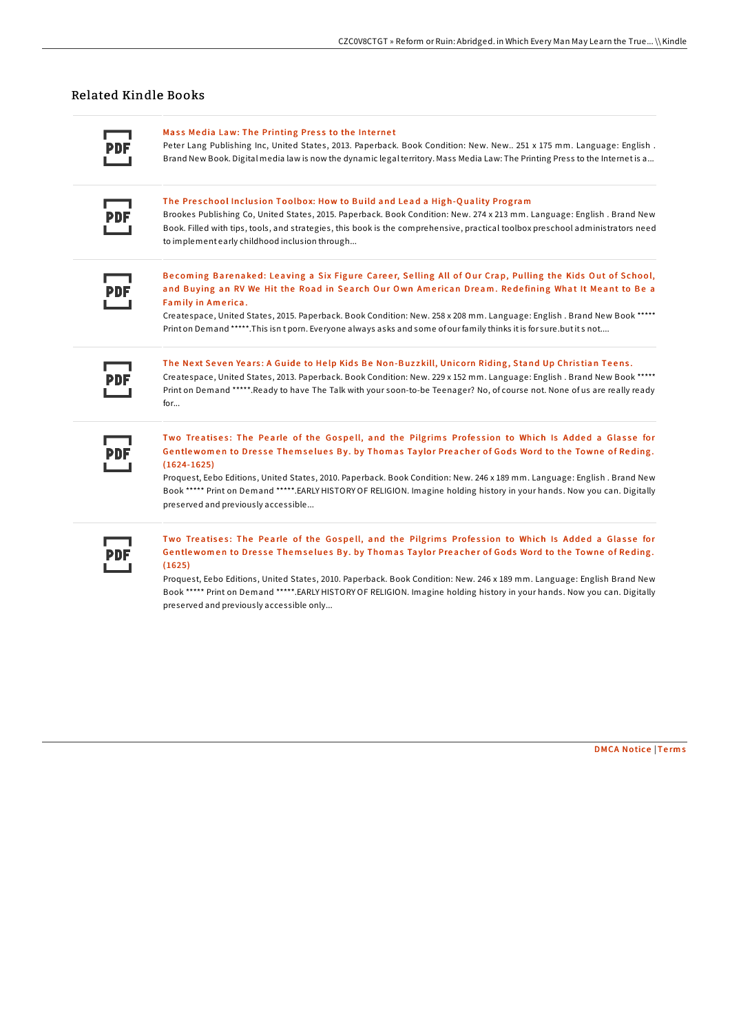## Related Kindle Books

### Mass Media Law: The Printing Press to the Internet

Peter Lang Publishing Inc, United States, 2013. Paperback. Book Condition: New. New.. 251 x 175 mm. Language: English . Brand New Book. Digital media law is now the dynamic legal territory. Mass Media Law: The Printing Press to the Internet is a...

### The Preschool Inclusion Toolbox: How to Build and Lead a High-Quality Program

Brookes Publishing Co, United States, 2015. Paperback. Book Condition: New. 274 x 213 mm. Language: English . Brand New Book. Filled with tips, tools, and strategies, this book is the comprehensive, practical toolbox preschool administrators need to implement early childhood inclusion through...

### Becoming Barenaked: Leaving a Six Figure Career, Selling All of Our Crap, Pulling the Kids Out of School, and Buying an RV We Hit the Road in Search Our Own American Dream. Redefining What It Meant to Be a Family in America.

Createspace, United States, 2015. Paperback. Book Condition: New. 258 x 208 mm. Language: English . Brand New Book ***** Print on Demand *****.This isn t porn. Everyone always asks and some of our family thinks it is for sure.but it s not....

### The Next Seven Years: A Guide to Help Kids Be Non-Buzzkill, Unicorn Riding, Stand Up Christian Teens.

Createspace, United States, 2013. Paperback. Book Condition: New. 229 x 152 mm. Language: English . Brand New Book ***** Print on Demand *****.Ready to have The Talk with your soon-to-be Teenager? No, of course not. None of us are really ready for...

### Two Treatises: The Pearle of the Gospell, and the Pilgrims Profession to Which Is Added a Glasse for Gentlewomen to Dresse Themselues By. by Thomas Taylor Preacher of Gods Word to the Towne of Reding. (1624-1625)

Proquest, Eebo Editions, United States, 2010. Paperback. Book Condition: New. 246 x 189 mm. Language: English . Brand New Book ***** Print on Demand *****.EARLY HISTORY OF RELIGION. Imagine holding history in your hands. Now you can. Digitally preserved and previously accessible...

### Two Treatises: The Pearle of the Gospell, and the Pilgrims Profession to Which Is Added a Glasse for Gentlewomen to Dresse Themselues By. by Thomas Taylor Preacher of Gods Word to the Towne of Reding. (1625)

Proquest, Eebo Editions, United States, 2010. Paperback. Book Condition: New. 246 x 189 mm. Language: English Brand New Book ***** Print on Demand *****.EARLY HISTORY OF RELIGION. Imagine holding history in your hands. Now you can. Digitally preserved and previously accessible only...

DMCA Notice | Terms